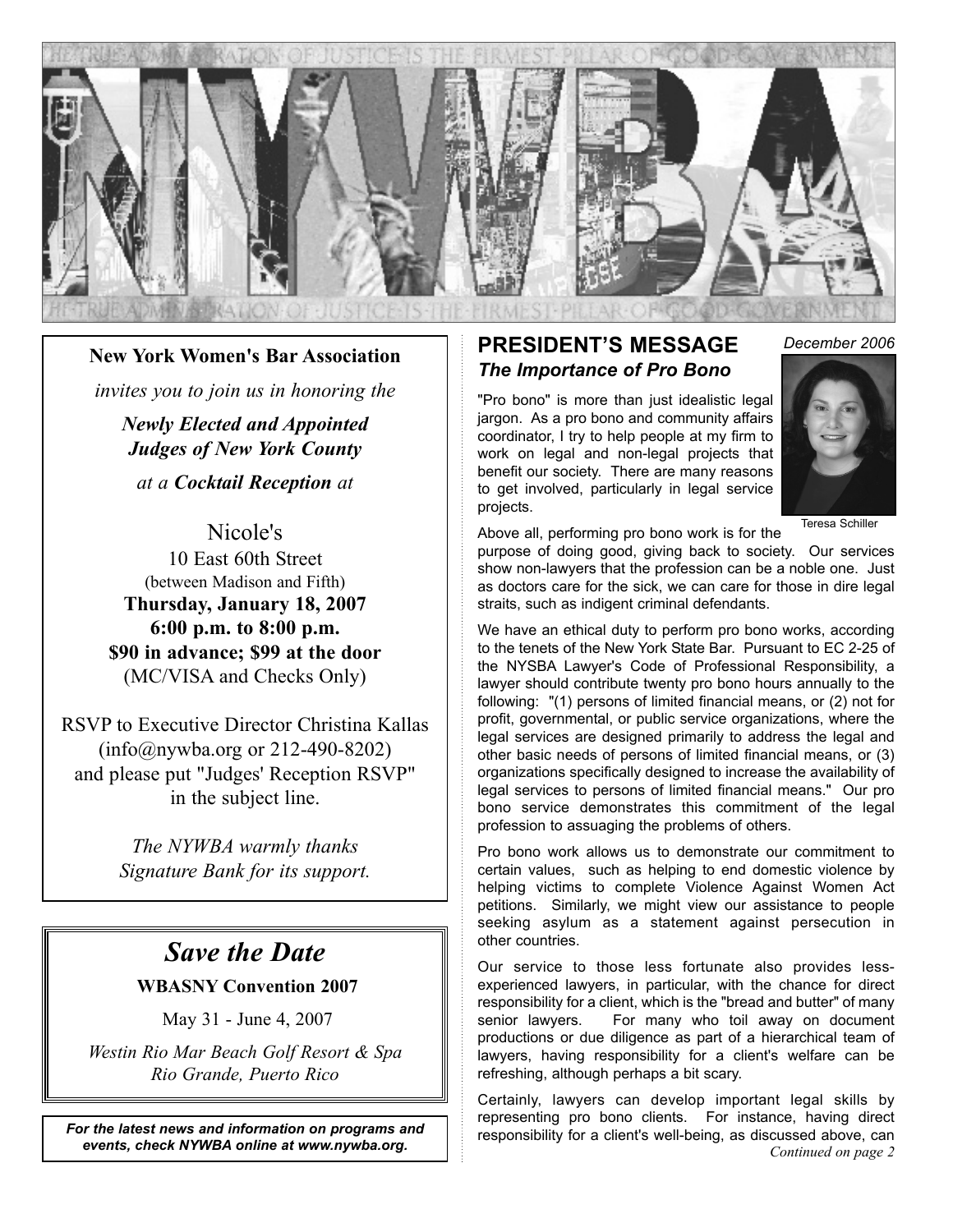# NYWBA

THE TRUE ADMINISTRATION OF JUSTICE IS THE FIRMEST PILLAR OF GOOD GOVERNMENT

**New York Women's Bar Association**

*invites you to join us in honoring the*

***Newly Elected and Appointed Judges of New York County***

*at a* ***Cocktail Reception*** *at*

Nicole's
10 East 60th Street
(between Madison and Fifth)
**Thursday, January 18, 2007**
**6:00 p.m. to 8:00 p.m.**
**$90 in advance; $99 at the door**
(MC/VISA and Checks Only)

RSVP to Executive Director Christina Kallas (info@nywba.org or 212-490-8202) and please put "Judges' Reception RSVP" in the subject line.

*The NYWBA warmly thanks Signature Bank for its support.*

## *Save the Date*

**WBASNY Convention 2007**

May 31 - June 4, 2007

*Westin Rio Mar Beach Golf Resort & Spa*
*Rio Grande, Puerto Rico*

***For the latest news and information on programs and events, check NYWBA online at www.nywba.org.***

## PRESIDENT'S MESSAGE

### *The Importance of Pro Bono*

*December 2006*

Teresa Schiller

"Pro bono" is more than just idealistic legal jargon. As a pro bono and community affairs coordinator, I try to help people at my firm to work on legal and non-legal projects that benefit our society. There are many reasons to get involved, particularly in legal service projects.

Above all, performing pro bono work is for the purpose of doing good, giving back to society. Our services show non-lawyers that the profession can be a noble one. Just as doctors care for the sick, we can care for those in dire legal straits, such as indigent criminal defendants.

We have an ethical duty to perform pro bono works, according to the tenets of the New York State Bar. Pursuant to EC 2-25 of the NYSBA Lawyer's Code of Professional Responsibility, a lawyer should contribute twenty pro bono hours annually to the following: "(1) persons of limited financial means, or (2) not for profit, governmental, or public service organizations, where the legal services are designed primarily to address the legal and other basic needs of persons of limited financial means, or (3) organizations specifically designed to increase the availability of legal services to persons of limited financial means." Our pro bono service demonstrates this commitment of the legal profession to assuaging the problems of others.

Pro bono work allows us to demonstrate our commitment to certain values, such as helping to end domestic violence by helping victims to complete Violence Against Women Act petitions. Similarly, we might view our assistance to people seeking asylum as a statement against persecution in other countries.

Our service to those less fortunate also provides less-experienced lawyers, in particular, with the chance for direct responsibility for a client, which is the "bread and butter" of many senior lawyers. For many who toil away on document productions or due diligence as part of a hierarchical team of lawyers, having responsibility for a client's welfare can be refreshing, although perhaps a bit scary.

Certainly, lawyers can develop important legal skills by representing pro bono clients. For instance, having direct responsibility for a client's well-being, as discussed above, can

*Continued on page 2*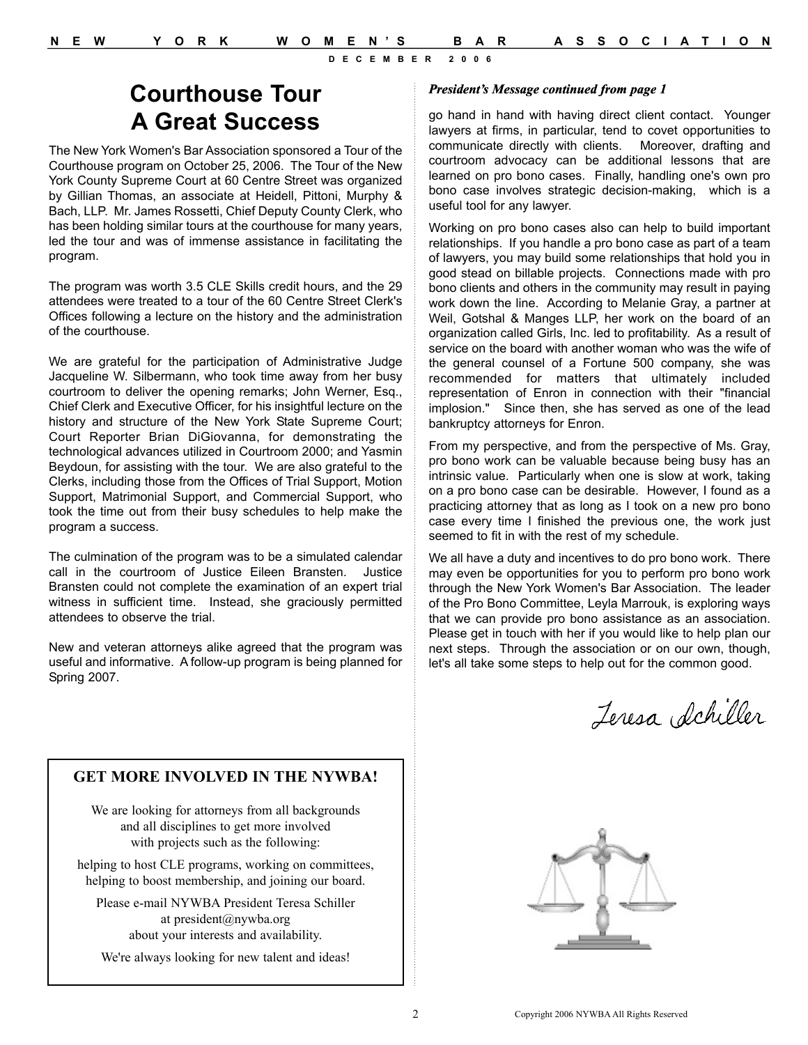# Courthouse Tour A Great Success

The New York Women's Bar Association sponsored a Tour of the Courthouse program on October 25, 2006. The Tour of the New York County Supreme Court at 60 Centre Street was organized by Gillian Thomas, an associate at Heidell, Pittoni, Murphy & Bach, LLP. Mr. James Rossetti, Chief Deputy County Clerk, who has been holding similar tours at the courthouse for many years, led the tour and was of immense assistance in facilitating the program.

The program was worth 3.5 CLE Skills credit hours, and the 29 attendees were treated to a tour of the 60 Centre Street Clerk's Offices following a lecture on the history and the administration of the courthouse.

We are grateful for the participation of Administrative Judge Jacqueline W. Silbermann, who took time away from her busy courtroom to deliver the opening remarks; John Werner, Esq., Chief Clerk and Executive Officer, for his insightful lecture on the history and structure of the New York State Supreme Court; Court Reporter Brian DiGiovanna, for demonstrating the technological advances utilized in Courtroom 2000; and Yasmin Beydoun, for assisting with the tour. We are also grateful to the Clerks, including those from the Offices of Trial Support, Motion Support, Matrimonial Support, and Commercial Support, who took the time out from their busy schedules to help make the program a success.

The culmination of the program was to be a simulated calendar call in the courtroom of Justice Eileen Bransten. Justice Bransten could not complete the examination of an expert trial witness in sufficient time. Instead, she graciously permitted attendees to observe the trial.

New and veteran attorneys alike agreed that the program was useful and informative. A follow-up program is being planned for Spring 2007.

**GET MORE INVOLVED IN THE NYWBA!**

We are looking for attorneys from all backgrounds and all disciplines to get more involved with projects such as the following:

helping to host CLE programs, working on committees, helping to boost membership, and joining our board.

Please e-mail NYWBA President Teresa Schiller at president@nywba.org about your interests and availability.

We're always looking for new talent and ideas!

***President's Message continued from page 1***

go hand in hand with having direct client contact. Younger lawyers at firms, in particular, tend to covet opportunities to communicate directly with clients. Moreover, drafting and courtroom advocacy can be additional lessons that are learned on pro bono cases. Finally, handling one's own pro bono case involves strategic decision-making, which is a useful tool for any lawyer.

Working on pro bono cases also can help to build important relationships. If you handle a pro bono case as part of a team of lawyers, you may build some relationships that hold you in good stead on billable projects. Connections made with pro bono clients and others in the community may result in paying work down the line. According to Melanie Gray, a partner at Weil, Gotshal & Manges LLP, her work on the board of an organization called Girls, Inc. led to profitability. As a result of service on the board with another woman who was the wife of the general counsel of a Fortune 500 company, she was recommended for matters that ultimately included representation of Enron in connection with their "financial implosion." Since then, she has served as one of the lead bankruptcy attorneys for Enron.

From my perspective, and from the perspective of Ms. Gray, pro bono work can be valuable because being busy has an intrinsic value. Particularly when one is slow at work, taking on a pro bono case can be desirable. However, I found as a practicing attorney that as long as I took on a new pro bono case every time I finished the previous one, the work just seemed to fit in with the rest of my schedule.

We all have a duty and incentives to do pro bono work. There may even be opportunities for you to perform pro bono work through the New York Women's Bar Association. The leader of the Pro Bono Committee, Leyla Marrouk, is exploring ways that we can provide pro bono assistance as an association. Please get in touch with her if you would like to help plan our next steps. Through the association or on our own, though, let's all take some steps to help out for the common good.

Teresa Schiller

Copyright 2006 NYWBA All Rights Reserved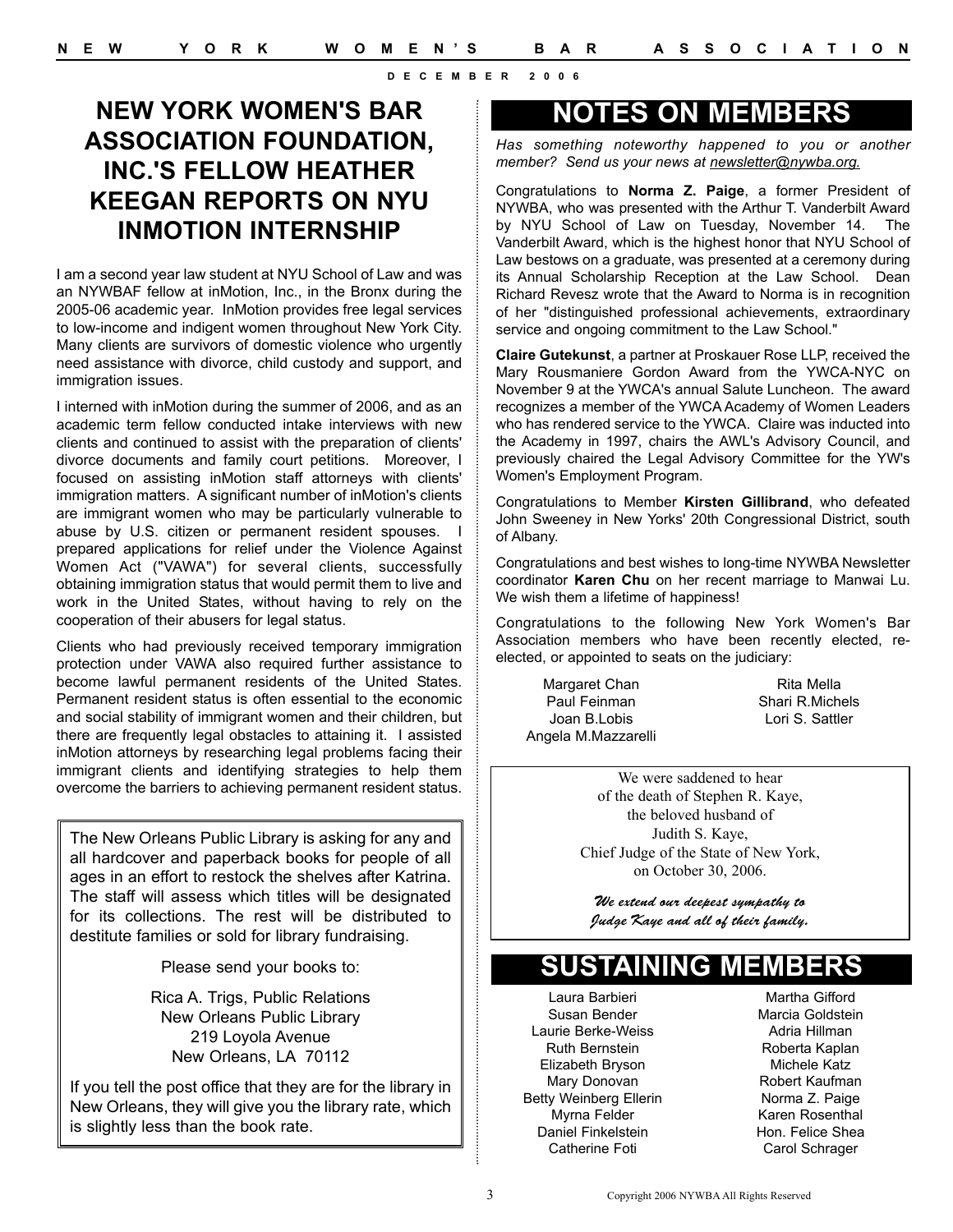# NEW YORK WOMEN'S BAR ASSOCIATION FOUNDATION, INC.'S FELLOW HEATHER KEEGAN REPORTS ON NYU INMOTION INTERNSHIP

I am a second year law student at NYU School of Law and was an NYWBAF fellow at inMotion, Inc., in the Bronx during the 2005-06 academic year. InMotion provides free legal services to low-income and indigent women throughout New York City. Many clients are survivors of domestic violence who urgently need assistance with divorce, child custody and support, and immigration issues.

I interned with inMotion during the summer of 2006, and as an academic term fellow conducted intake interviews with new clients and continued to assist with the preparation of clients' divorce documents and family court petitions. Moreover, I focused on assisting inMotion staff attorneys with clients' immigration matters. A significant number of inMotion's clients are immigrant women who may be particularly vulnerable to abuse by U.S. citizen or permanent resident spouses. I prepared applications for relief under the Violence Against Women Act ("VAWA") for several clients, successfully obtaining immigration status that would permit them to live and work in the United States, without having to rely on the cooperation of their abusers for legal status.

Clients who had previously received temporary immigration protection under VAWA also required further assistance to become lawful permanent residents of the United States. Permanent resident status is often essential to the economic and social stability of immigrant women and their children, but there are frequently legal obstacles to attaining it. I assisted inMotion attorneys by researching legal problems facing their immigrant clients and identifying strategies to help them overcome the barriers to achieving permanent resident status.

The New Orleans Public Library is asking for any and all hardcover and paperback books for people of all ages in an effort to restock the shelves after Katrina. The staff will assess which titles will be designated for its collections. The rest will be distributed to destitute families or sold for library fundraising.

Please send your books to:

Rica A. Trigs, Public Relations
New Orleans Public Library
219 Loyola Avenue
New Orleans, LA 70112

If you tell the post office that they are for the library in New Orleans, they will give you the library rate, which is slightly less than the book rate.

# NOTES ON MEMBERS

*Has something noteworthy happened to you or another member? Send us your news at newsletter@nywba.org.*

Congratulations to **Norma Z. Paige**, a former President of NYWBA, who was presented with the Arthur T. Vanderbilt Award by NYU School of Law on Tuesday, November 14. The Vanderbilt Award, which is the highest honor that NYU School of Law bestows on a graduate, was presented at a ceremony during its Annual Scholarship Reception at the Law School. Dean Richard Revesz wrote that the Award to Norma is in recognition of her "distinguished professional achievements, extraordinary service and ongoing commitment to the Law School."

**Claire Gutekunst**, a partner at Proskauer Rose LLP, received the Mary Rousmaniere Gordon Award from the YWCA-NYC on November 9 at the YWCA's annual Salute Luncheon. The award recognizes a member of the YWCA Academy of Women Leaders who has rendered service to the YWCA. Claire was inducted into the Academy in 1997, chairs the AWL's Advisory Council, and previously chaired the Legal Advisory Committee for the YW's Women's Employment Program.

Congratulations to Member **Kirsten Gillibrand**, who defeated John Sweeney in New Yorks' 20th Congressional District, south of Albany.

Congratulations and best wishes to long-time NYWBA Newsletter coordinator **Karen Chu** on her recent marriage to Manwai Lu. We wish them a lifetime of happiness!

Congratulations to the following New York Women's Bar Association members who have been recently elected, re-elected, or appointed to seats on the judiciary:

Margaret Chan
Paul Feinman
Joan B.Lobis
Angela M.Mazzarelli
Rita Mella
Shari R.Michels
Lori S. Sattler

We were saddened to hear
of the death of Stephen R. Kaye,
the beloved husband of
Judith S. Kaye,
Chief Judge of the State of New York,
on October 30, 2006.

*We extend our deepest sympathy to Judge Kaye and all of their family.*

# SUSTAINING MEMBERS

Laura Barbieri
Susan Bender
Laurie Berke-Weiss
Ruth Bernstein
Elizabeth Bryson
Mary Donovan
Betty Weinberg Ellerin
Myrna Felder
Daniel Finkelstein
Catherine Foti
Martha Gifford
Marcia Goldstein
Adria Hillman
Roberta Kaplan
Michele Katz
Robert Kaufman
Norma Z. Paige
Karen Rosenthal
Hon. Felice Shea
Carol Schrager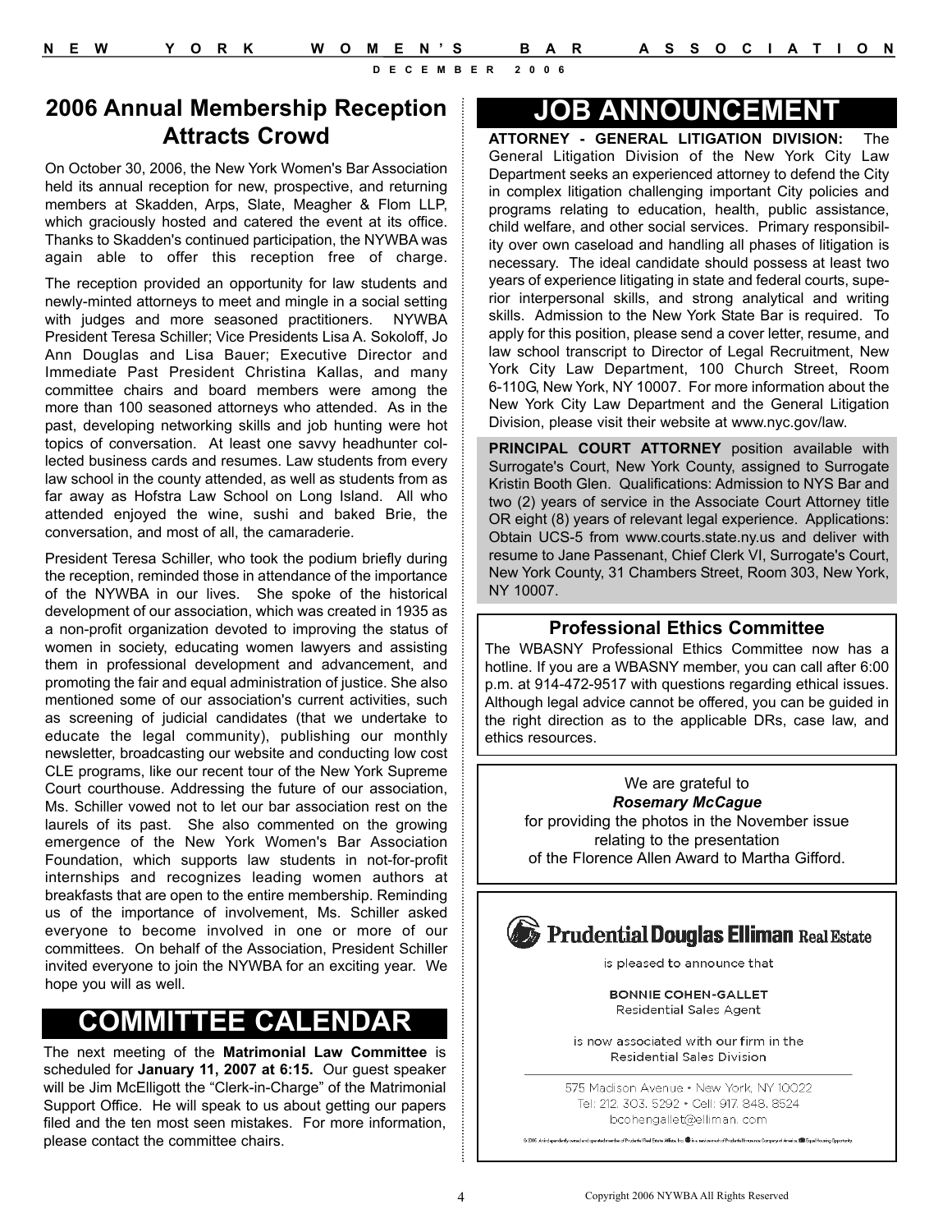## 2006 Annual Membership Reception Attracts Crowd

On October 30, 2006, the New York Women's Bar Association held its annual reception for new, prospective, and returning members at Skadden, Arps, Slate, Meagher & Flom LLP, which graciously hosted and catered the event at its office. Thanks to Skadden's continued participation, the NYWBA was again able to offer this reception free of charge.

The reception provided an opportunity for law students and newly-minted attorneys to meet and mingle in a social setting with judges and more seasoned practitioners. NYWBA President Teresa Schiller; Vice Presidents Lisa A. Sokoloff, Jo Ann Douglas and Lisa Bauer; Executive Director and Immediate Past President Christina Kallas, and many committee chairs and board members were among the more than 100 seasoned attorneys who attended. As in the past, developing networking skills and job hunting were hot topics of conversation. At least one savvy headhunter collected business cards and resumes. Law students from every law school in the county attended, as well as students from as far away as Hofstra Law School on Long Island. All who attended enjoyed the wine, sushi and baked Brie, the conversation, and most of all, the camaraderie.

President Teresa Schiller, who took the podium briefly during the reception, reminded those in attendance of the importance of the NYWBA in our lives. She spoke of the historical development of our association, which was created in 1935 as a non-profit organization devoted to improving the status of women in society, educating women lawyers and assisting them in professional development and advancement, and promoting the fair and equal administration of justice. She also mentioned some of our association's current activities, such as screening of judicial candidates (that we undertake to educate the legal community), publishing our monthly newsletter, broadcasting our website and conducting low cost CLE programs, like our recent tour of the New York Supreme Court courthouse. Addressing the future of our association, Ms. Schiller vowed not to let our bar association rest on the laurels of its past. She also commented on the growing emergence of the New York Women's Bar Association Foundation, which supports law students in not-for-profit internships and recognizes leading women authors at breakfasts that are open to the entire membership. Reminding us of the importance of involvement, Ms. Schiller asked everyone to become involved in one or more of our committees. On behalf of the Association, President Schiller invited everyone to join the NYWBA for an exciting year. We hope you will as well.

## COMMITTEE CALENDAR

The next meeting of the **Matrimonial Law Committee** is scheduled for **January 11, 2007 at 6:15.** Our guest speaker will be Jim McElligott the "Clerk-in-Charge" of the Matrimonial Support Office. He will speak to us about getting our papers filed and the ten most seen mistakes. For more information, please contact the committee chairs.

## JOB ANNOUNCEMENT

**ATTORNEY - GENERAL LITIGATION DIVISION:** The General Litigation Division of the New York City Law Department seeks an experienced attorney to defend the City in complex litigation challenging important City policies and programs relating to education, health, public assistance, child welfare, and other social services. Primary responsibility over own caseload and handling all phases of litigation is necessary. The ideal candidate should possess at least two years of experience litigating in state and federal courts, superior interpersonal skills, and strong analytical and writing skills. Admission to the New York State Bar is required. To apply for this position, please send a cover letter, resume, and law school transcript to Director of Legal Recruitment, New York City Law Department, 100 Church Street, Room 6-110G, New York, NY 10007. For more information about the New York City Law Department and the General Litigation Division, please visit their website at www.nyc.gov/law.

**PRINCIPAL COURT ATTORNEY** position available with Surrogate's Court, New York County, assigned to Surrogate Kristin Booth Glen. Qualifications: Admission to NYS Bar and two (2) years of service in the Associate Court Attorney title OR eight (8) years of relevant legal experience. Applications: Obtain UCS-5 from www.courts.state.ny.us and deliver with resume to Jane Passenant, Chief Clerk VI, Surrogate's Court, New York County, 31 Chambers Street, Room 303, New York, NY 10007.

### Professional Ethics Committee

The WBASNY Professional Ethics Committee now has a hotline. If you are a WBASNY member, you can call after 6:00 p.m. at 914-472-9517 with questions regarding ethical issues. Although legal advice cannot be offered, you can be guided in the right direction as to the applicable DRs, case law, and ethics resources.

We are grateful to
***Rosemary McCague***
for providing the photos in the November issue relating to the presentation of the Florence Allen Award to Martha Gifford.

**Prudential Douglas Elliman Real Estate**

is pleased to announce that

BONNIE COHEN-GALLET
Residential Sales Agent

is now associated with our firm in the Residential Sales Division

575 Madison Avenue • New York, NY 10022
Tel: 212. 303. 5292 • Cell: 917. 848. 8524
bcohengallet@elliman.com

©2006 An independently owned and operated member of Prudential Real Estate Affiliates, Inc. is a service mark of Prudential Insurance Company of America. Equal Housing Opportunity.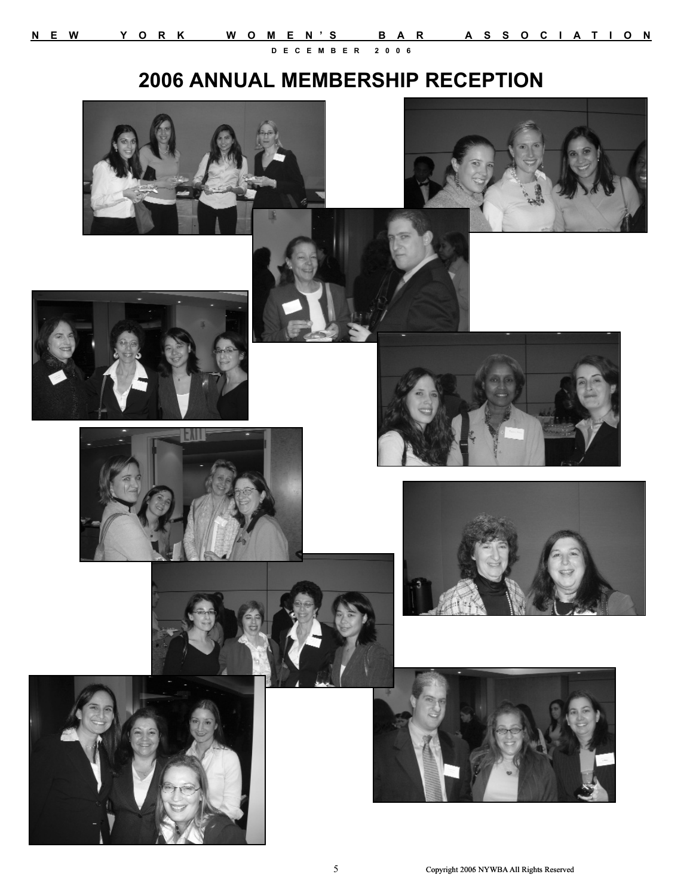# 2006 ANNUAL MEMBERSHIP RECEPTION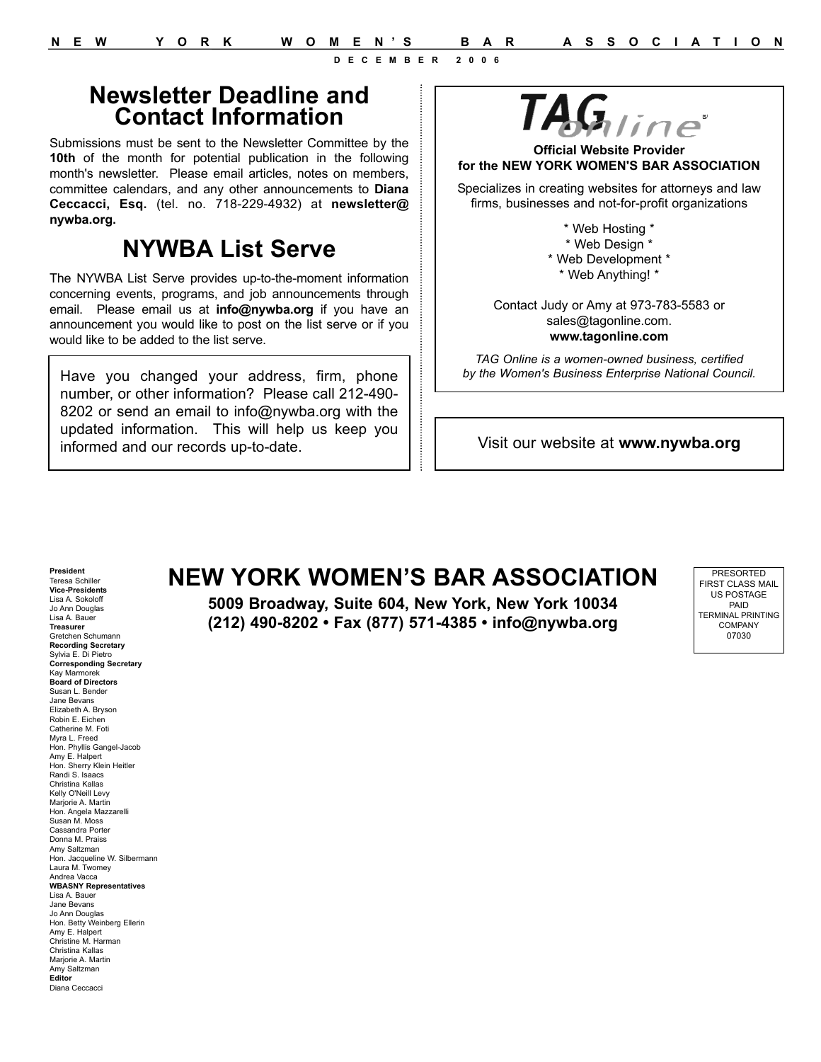## Newsletter Deadline and Contact Information

Submissions must be sent to the Newsletter Committee by the **10th** of the month for potential publication in the following month's newsletter. Please email articles, notes on members, committee calendars, and any other announcements to **Diana Ceccacci, Esq.** (tel. no. 718-229-4932) at **newsletter@nywba.org.**

## NYWBA List Serve

The NYWBA List Serve provides up-to-the-moment information concerning events, programs, and job announcements through email. Please email us at **info@nywba.org** if you have an announcement you would like to post on the list serve or if you would like to be added to the list serve.

Have you changed your address, firm, phone number, or other information? Please call 212-490-8202 or send an email to info@nywba.org with the updated information. This will help us keep you informed and our records up-to-date.

TAG online

**Official Website Provider for the NEW YORK WOMEN'S BAR ASSOCIATION**

Specializes in creating websites for attorneys and law firms, businesses and not-for-profit organizations

* Web Hosting *
* Web Design *
* Web Development *
* Web Anything! *

Contact Judy or Amy at 973-783-5583 or sales@tagonline.com.
**www.tagonline.com**

*TAG Online is a women-owned business, certified by the Women's Business Enterprise National Council.*

Visit our website at **www.nywba.org**

**President**
Teresa Schiller
**Vice-Presidents**
Lisa A. Sokoloff
Jo Ann Douglas
Lisa A. Bauer
**Treasurer**
Gretchen Schumann
**Recording Secretary**
Sylvia E. Di Pietro
**Corresponding Secretary**
Kay Marmorek
**Board of Directors**
Susan L. Bender
Jane Bevans
Elizabeth A. Bryson
Robin E. Eichen
Catherine M. Foti
Myra L. Freed
Hon. Phyllis Gangel-Jacob
Amy E. Halpert
Hon. Sherry Klein Heitler
Randi S. Isaacs
Christina Kallas
Kelly O'Neill Levy
Marjorie A. Martin
Hon. Angela Mazzarelli
Susan M. Moss
Cassandra Porter
Donna M. Praiss
Amy Saltzman
Hon. Jacqueline W. Silbermann
Laura M. Twomey
Andrea Vacca
**WBASNY Representatives**
Lisa A. Bauer
Jane Bevans
Jo Ann Douglas
Hon. Betty Weinberg Ellerin
Amy E. Halpert
Christine M. Harman
Christina Kallas
Marjorie A. Martin
Amy Saltzman
**Editor**
Diana Ceccacci

## NEW YORK WOMEN'S BAR ASSOCIATION

**5009 Broadway, Suite 604, New York, New York 10034**
**(212) 490-8202 • Fax (877) 571-4385 • info@nywba.org**

PRESORTED
FIRST CLASS MAIL
US POSTAGE
PAID
TERMINAL PRINTING
COMPANY
07030